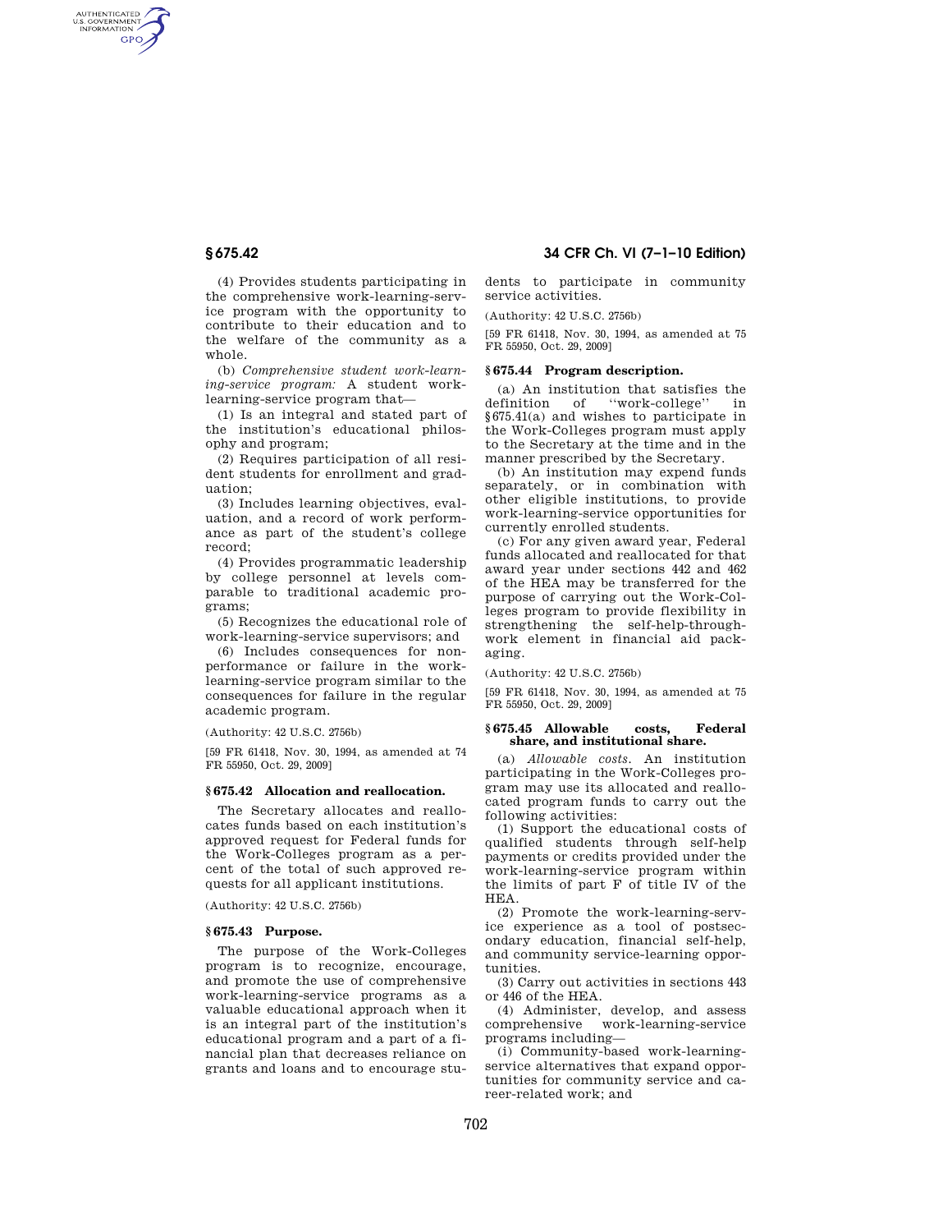(4) Provides students participating in the comprehensive work-learning-service program with the opportunity to contribute to their education and to the welfare of the community as a whole.

(b) *Comprehensive student work-learning-service program:* A student work-learning-service program that—

(1) Is an integral and stated part of the institution's educational philosophy and program;

(2) Requires participation of all resident students for enrollment and graduation;

(3) Includes learning objectives, evaluation, and a record of work performance as part of the student's college record;

(4) Provides programmatic leadership by college personnel at levels comparable to traditional academic programs;

(5) Recognizes the educational role of work-learning-service supervisors; and

(6) Includes consequences for nonperformance or failure in the work-learning-service program similar to the consequences for failure in the regular academic program.

(Authority: 42 U.S.C. 2756b)

[59 FR 61418, Nov. 30, 1994, as amended at 74 FR 55950, Oct. 29, 2009]

## § 675.42 Allocation and reallocation.

The Secretary allocates and reallocates funds based on each institution's approved request for Federal funds for the Work-Colleges program as a percent of the total of such approved requests for all applicant institutions.

(Authority: 42 U.S.C. 2756b)

## § 675.43 Purpose.

The purpose of the Work-Colleges program is to recognize, encourage, and promote the use of comprehensive work-learning-service programs as a valuable educational approach when it is an integral part of the institution's educational program and a part of a financial plan that decreases reliance on grants and loans and to encourage students to participate in community service activities.

(Authority: 42 U.S.C. 2756b)

[59 FR 61418, Nov. 30, 1994, as amended at 75 FR 55950, Oct. 29, 2009]

## § 675.44 Program description.

(a) An institution that satisfies the definition of "work-college" in §675.41(a) and wishes to participate in the Work-Colleges program must apply to the Secretary at the time and in the manner prescribed by the Secretary.

(b) An institution may expend funds separately, or in combination with other eligible institutions, to provide work-learning-service opportunities for currently enrolled students.

(c) For any given award year, Federal funds allocated and reallocated for that award year under sections 442 and 462 of the HEA may be transferred for the purpose of carrying out the Work-Colleges program to provide flexibility in strengthening the self-help-through-work element in financial aid packaging.

(Authority: 42 U.S.C. 2756b)

[59 FR 61418, Nov. 30, 1994, as amended at 75 FR 55950, Oct. 29, 2009]

## § 675.45 Allowable costs, Federal share, and institutional share.

(a) *Allowable costs.* An institution participating in the Work-Colleges program may use its allocated and reallocated program funds to carry out the following activities:

(1) Support the educational costs of qualified students through self-help payments or credits provided under the work-learning-service program within the limits of part F of title IV of the HEA.

(2) Promote the work-learning-service experience as a tool of postsecondary education, financial self-help, and community service-learning opportunities.

(3) Carry out activities in sections 443 or 446 of the HEA.

(4) Administer, develop, and assess comprehensive work-learning-service programs including—

(i) Community-based work-learning-service alternatives that expand opportunities for community service and career-related work; and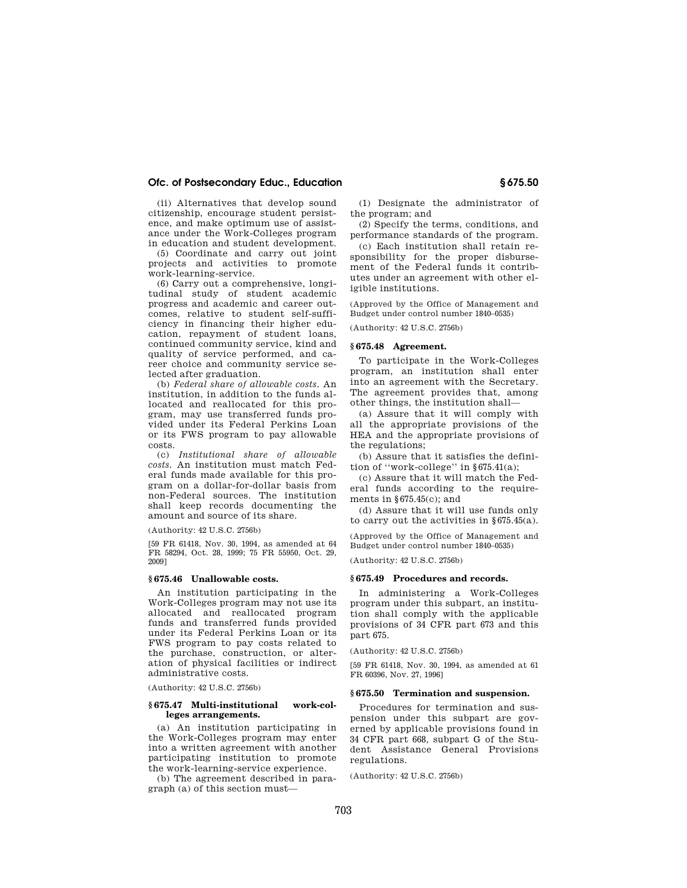(ii) Alternatives that develop sound citizenship, encourage student persistence, and make optimum use of assistance under the Work-Colleges program in education and student development.

(5) Coordinate and carry out joint projects and activities to promote work-learning-service.

(6) Carry out a comprehensive, longitudinal study of student academic progress and academic and career outcomes, relative to student self-sufficiency in financing their higher education, repayment of student loans, continued community service, kind and quality of service performed, and career choice and community service selected after graduation.

(b) *Federal share of allowable costs.* An institution, in addition to the funds allocated and reallocated for this program, may use transferred funds provided under its Federal Perkins Loan or its FWS program to pay allowable costs.

(c) *Institutional share of allowable costs.* An institution must match Federal funds made available for this program on a dollar-for-dollar basis from non-Federal sources. The institution shall keep records documenting the amount and source of its share.

(Authority: 42 U.S.C. 2756b)

[59 FR 61418, Nov. 30, 1994, as amended at 64 FR 58294, Oct. 28, 1999; 75 FR 55950, Oct. 29, 2009]

### § 675.46 Unallowable costs.

An institution participating in the Work-Colleges program may not use its allocated and reallocated program funds and transferred funds provided under its Federal Perkins Loan or its FWS program to pay costs related to the purchase, construction, or alteration of physical facilities or indirect administrative costs.

(Authority: 42 U.S.C. 2756b)

### § 675.47 Multi-institutional work-colleges arrangements.

(a) An institution participating in the Work-Colleges program may enter into a written agreement with another participating institution to promote the work-learning-service experience.

(b) The agreement described in paragraph (a) of this section must—

(1) Designate the administrator of the program; and

(2) Specify the terms, conditions, and performance standards of the program.

(c) Each institution shall retain responsibility for the proper disbursement of the Federal funds it contributes under an agreement with other eligible institutions.

(Approved by the Office of Management and Budget under control number 1840–0535)

(Authority: 42 U.S.C. 2756b)

### § 675.48 Agreement.

To participate in the Work-Colleges program, an institution shall enter into an agreement with the Secretary. The agreement provides that, among other things, the institution shall—

(a) Assure that it will comply with all the appropriate provisions of the HEA and the appropriate provisions of the regulations;

(b) Assure that it satisfies the definition of "work-college" in §675.41(a);

(c) Assure that it will match the Federal funds according to the requirements in §675.45(c); and

(d) Assure that it will use funds only to carry out the activities in §675.45(a).

(Approved by the Office of Management and Budget under control number 1840–0535)

(Authority: 42 U.S.C. 2756b)

### § 675.49 Procedures and records.

In administering a Work-Colleges program under this subpart, an institution shall comply with the applicable provisions of 34 CFR part 673 and this part 675.

(Authority: 42 U.S.C. 2756b)

[59 FR 61418, Nov. 30, 1994, as amended at 61 FR 60396, Nov. 27, 1996]

### § 675.50 Termination and suspension.

Procedures for termination and suspension under this subpart are governed by applicable provisions found in 34 CFR part 668, subpart G of the Student Assistance General Provisions regulations.

(Authority: 42 U.S.C. 2756b)